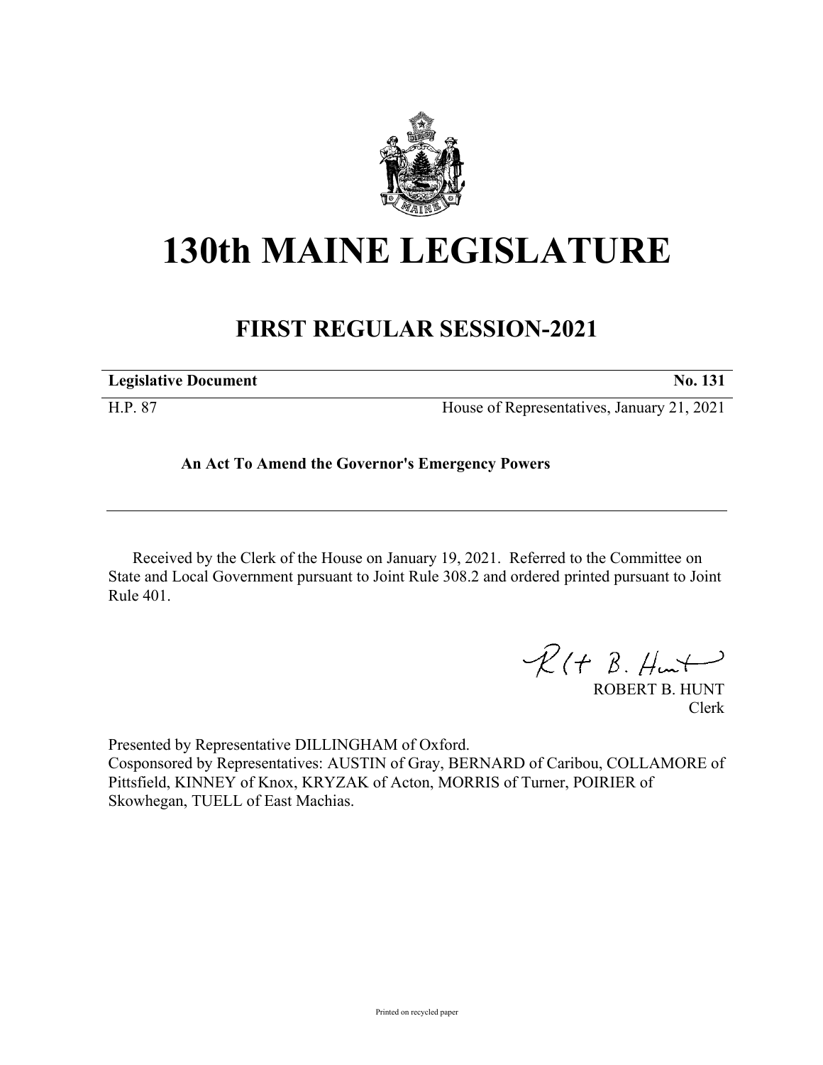# 130th MAINE LEGISLATURE

## FIRST REGULAR SESSION-2021

| **Legislative Document** | **No. 131** |
| --- | --- |
| H.P. 87 | House of Representatives, January 21, 2021 |

**An Act To Amend the Governor's Emergency Powers**

Received by the Clerk of the House on January 19, 2021. Referred to the Committee on State and Local Government pursuant to Joint Rule 308.2 and ordered printed pursuant to Joint Rule 401.

ROBERT B. HUNT
Clerk

Presented by Representative DILLINGHAM of Oxford.
Cosponsored by Representatives: AUSTIN of Gray, BERNARD of Caribou, COLLAMORE of Pittsfield, KINNEY of Knox, KRYZAK of Acton, MORRIS of Turner, POIRIER of Skowhegan, TUELL of East Machias.

Printed on recycled paper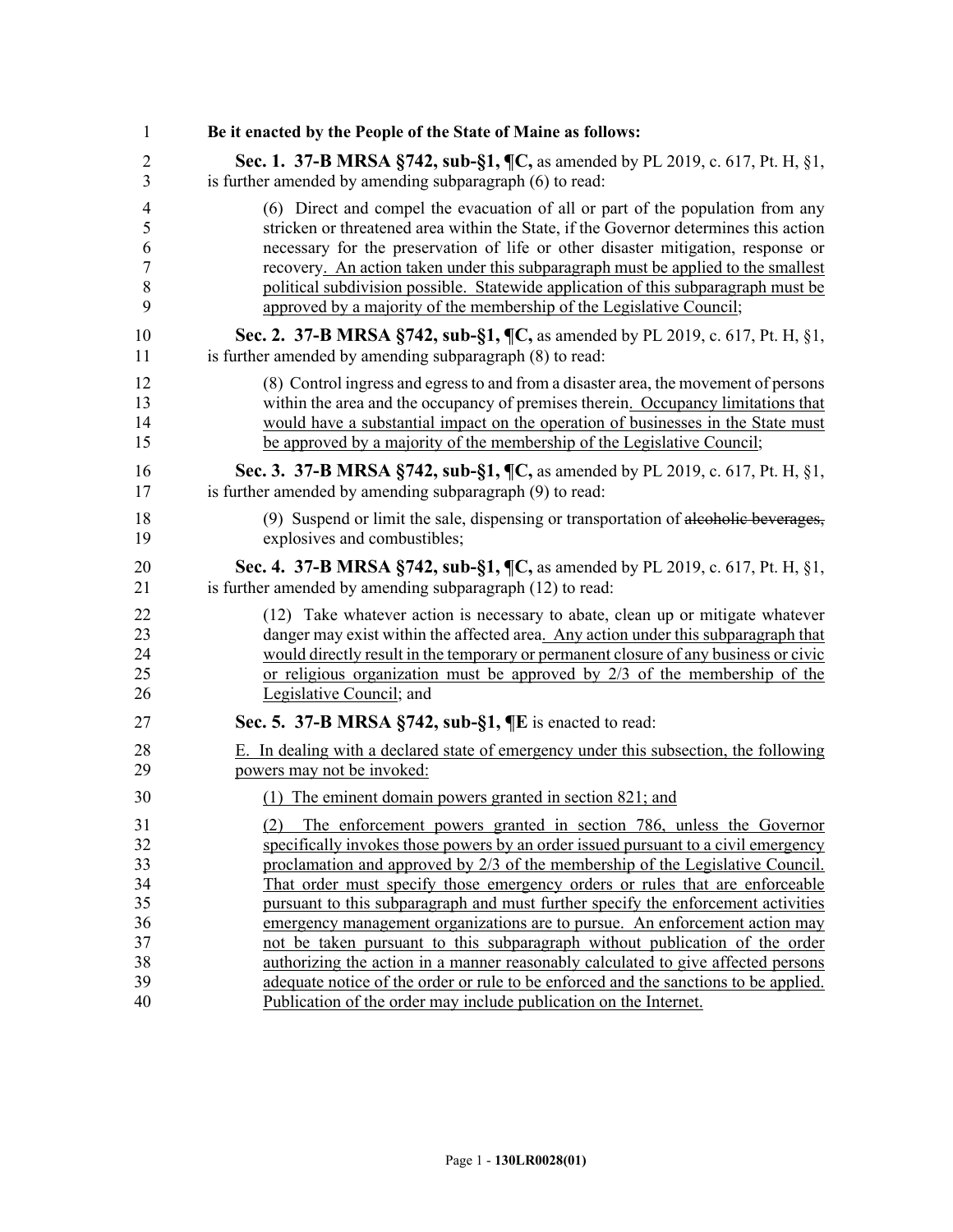**Be it enacted by the People of the State of Maine as follows:**

**Sec. 1. 37-B MRSA §742, sub-§1, ¶C,** as amended by PL 2019, c. 617, Pt. H, §1, is further amended by amending subparagraph (6) to read:

(6) Direct and compel the evacuation of all or part of the population from any stricken or threatened area within the State, if the Governor determines this action necessary for the preservation of life or other disaster mitigation, response or recovery. An action taken under this subparagraph must be applied to the smallest political subdivision possible. Statewide application of this subparagraph must be approved by a majority of the membership of the Legislative Council;

**Sec. 2. 37-B MRSA §742, sub-§1, ¶C,** as amended by PL 2019, c. 617, Pt. H, §1, is further amended by amending subparagraph (8) to read:

(8) Control ingress and egress to and from a disaster area, the movement of persons within the area and the occupancy of premises therein. Occupancy limitations that would have a substantial impact on the operation of businesses in the State must be approved by a majority of the membership of the Legislative Council;

**Sec. 3. 37-B MRSA §742, sub-§1, ¶C,** as amended by PL 2019, c. 617, Pt. H, §1, is further amended by amending subparagraph (9) to read:

(9) Suspend or limit the sale, dispensing or transportation of ~~alcoholic beverages,~~ explosives and combustibles;

**Sec. 4. 37-B MRSA §742, sub-§1, ¶C,** as amended by PL 2019, c. 617, Pt. H, §1, is further amended by amending subparagraph (12) to read:

(12) Take whatever action is necessary to abate, clean up or mitigate whatever danger may exist within the affected area. Any action under this subparagraph that would directly result in the temporary or permanent closure of any business or civic or religious organization must be approved by 2/3 of the membership of the Legislative Council; and

**Sec. 5. 37-B MRSA §742, sub-§1, ¶E** is enacted to read:

E. In dealing with a declared state of emergency under this subsection, the following powers may not be invoked:

(1) The eminent domain powers granted in section 821; and

(2) The enforcement powers granted in section 786, unless the Governor specifically invokes those powers by an order issued pursuant to a civil emergency proclamation and approved by 2/3 of the membership of the Legislative Council. That order must specify those emergency orders or rules that are enforceable pursuant to this subparagraph and must further specify the enforcement activities emergency management organizations are to pursue. An enforcement action may not be taken pursuant to this subparagraph without publication of the order authorizing the action in a manner reasonably calculated to give affected persons adequate notice of the order or rule to be enforced and the sanctions to be applied. Publication of the order may include publication on the Internet.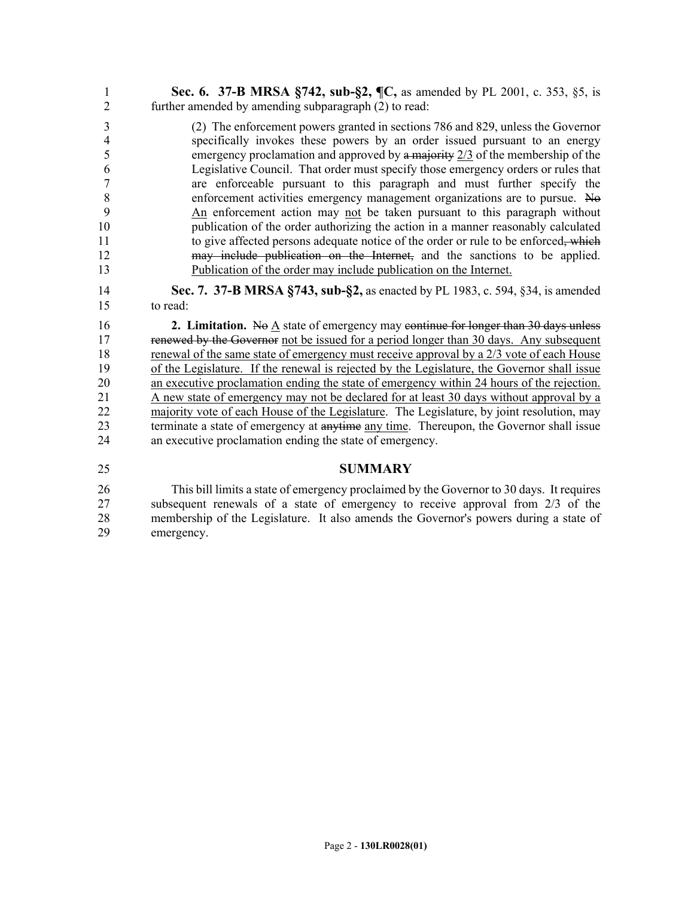**Sec. 6. 37-B MRSA §742, sub-§2, ¶C,** as amended by PL 2001, c. 353, §5, is further amended by amending subparagraph (2) to read:

(2) The enforcement powers granted in sections 786 and 829, unless the Governor specifically invokes these powers by an order issued pursuant to an energy emergency proclamation and approved by ~~a majority~~ 2/3 of the membership of the Legislative Council. That order must specify those emergency orders or rules that are enforceable pursuant to this paragraph and must further specify the enforcement activities emergency management organizations are to pursue. ~~No~~ An enforcement action may not be taken pursuant to this paragraph without publication of the order authorizing the action in a manner reasonably calculated to give affected persons adequate notice of the order or rule to be enforced~~, which may include publication on the Internet,~~ and the sanctions to be applied. Publication of the order may include publication on the Internet.

**Sec. 7. 37-B MRSA §743, sub-§2,** as enacted by PL 1983, c. 594, §34, is amended to read:

**2. Limitation.** ~~No~~ A state of emergency may ~~continue for longer than 30 days unless renewed by the Governor~~ not be issued for a period longer than 30 days. Any subsequent renewal of the same state of emergency must receive approval by a 2/3 vote of each House of the Legislature. If the renewal is rejected by the Legislature, the Governor shall issue an executive proclamation ending the state of emergency within 24 hours of the rejection. A new state of emergency may not be declared for at least 30 days without approval by a majority vote of each House of the Legislature. The Legislature, by joint resolution, may terminate a state of emergency at ~~anytime~~ any time. Thereupon, the Governor shall issue an executive proclamation ending the state of emergency.

## SUMMARY

This bill limits a state of emergency proclaimed by the Governor to 30 days. It requires subsequent renewals of a state of emergency to receive approval from 2/3 of the membership of the Legislature. It also amends the Governor's powers during a state of emergency.